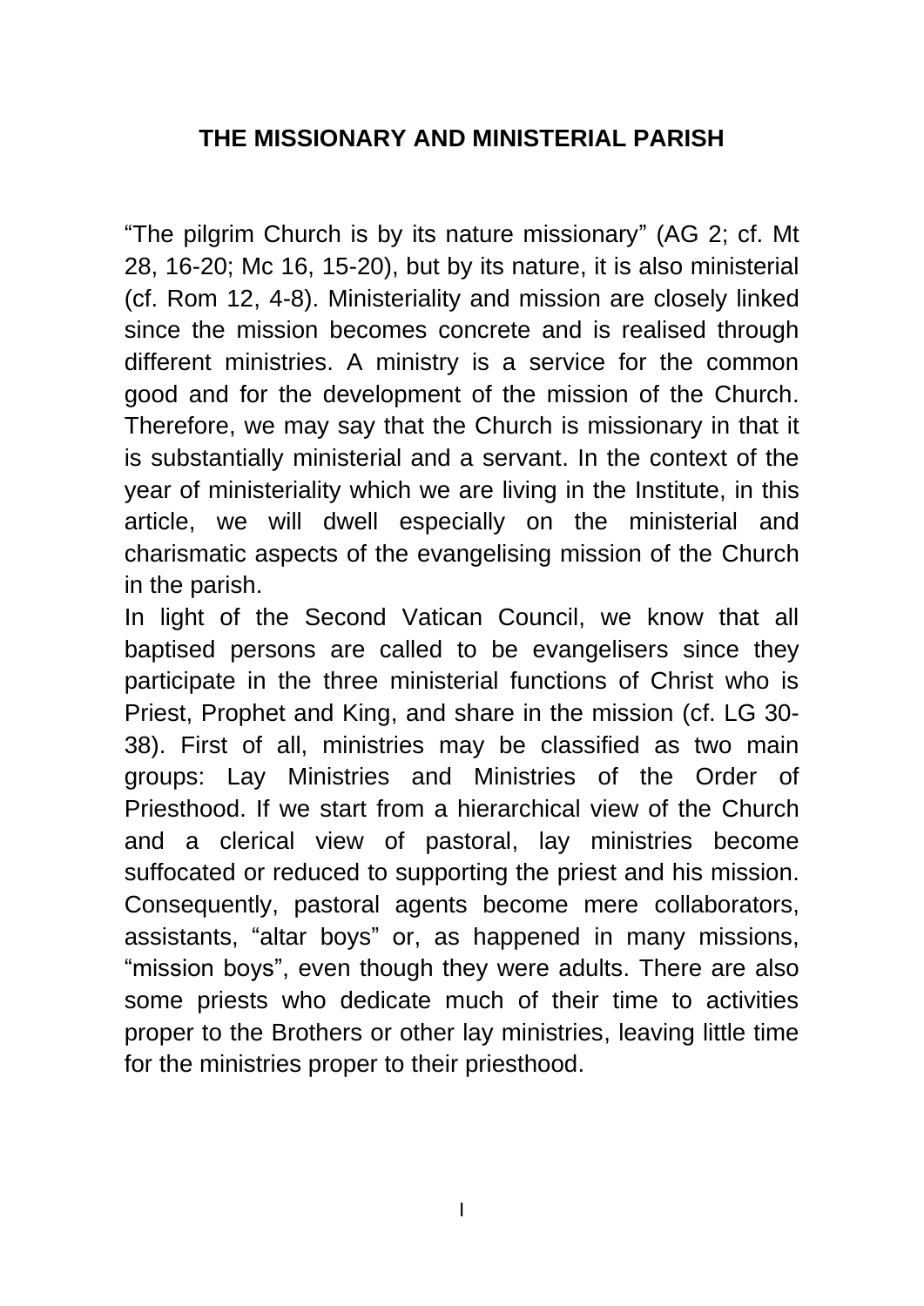# THE MISSIONARY AND MINISTERIAL PARISH

“The pilgrim Church is by its nature missionary” (AG 2; cf. Mt 28, 16-20; Mc 16, 15-20), but by its nature, it is also ministerial (cf. Rom 12, 4-8). Ministeriality and mission are closely linked since the mission becomes concrete and is realised through different ministries. A ministry is a service for the common good and for the development of the mission of the Church. Therefore, we may say that the Church is missionary in that it is substantially ministerial and a servant. In the context of the year of ministeriality which we are living in the Institute, in this article, we will dwell especially on the ministerial and charismatic aspects of the evangelising mission of the Church in the parish.

In light of the Second Vatican Council, we know that all baptised persons are called to be evangelisers since they participate in the three ministerial functions of Christ who is Priest, Prophet and King, and share in the mission (cf. LG 30-38). First of all, ministries may be classified as two main groups: Lay Ministries and Ministries of the Order of Priesthood. If we start from a hierarchical view of the Church and a clerical view of pastoral, lay ministries become suffocated or reduced to supporting the priest and his mission. Consequently, pastoral agents become mere collaborators, assistants, “altar boys” or, as happened in many missions, “mission boys”, even though they were adults. There are also some priests who dedicate much of their time to activities proper to the Brothers or other lay ministries, leaving little time for the ministries proper to their priesthood.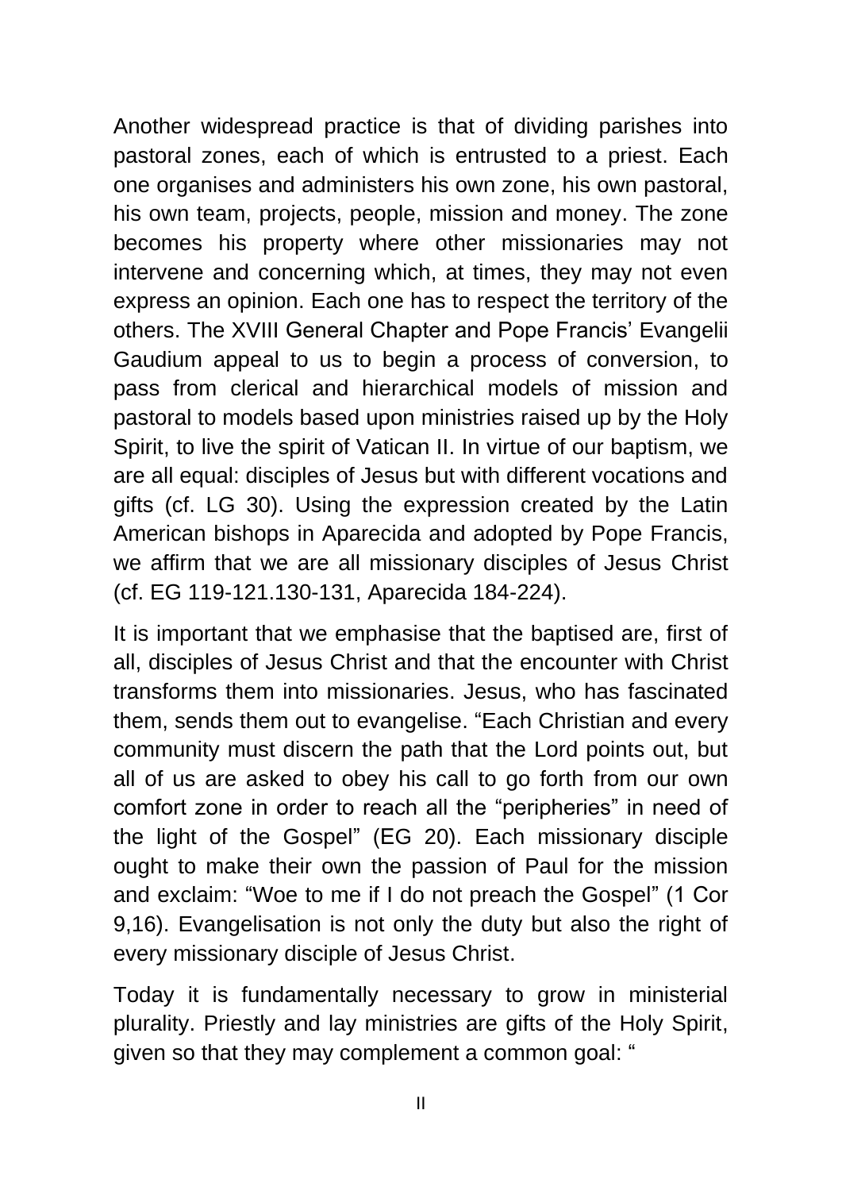Another widespread practice is that of dividing parishes into pastoral zones, each of which is entrusted to a priest. Each one organises and administers his own zone, his own pastoral, his own team, projects, people, mission and money. The zone becomes his property where other missionaries may not intervene and concerning which, at times, they may not even express an opinion. Each one has to respect the territory of the others. The XVIII General Chapter and Pope Francis' Evangelii Gaudium appeal to us to begin a process of conversion, to pass from clerical and hierarchical models of mission and pastoral to models based upon ministries raised up by the Holy Spirit, to live the spirit of Vatican II. In virtue of our baptism, we are all equal: disciples of Jesus but with different vocations and gifts (cf. LG 30). Using the expression created by the Latin American bishops in Aparecida and adopted by Pope Francis, we affirm that we are all missionary disciples of Jesus Christ (cf. EG 119-121.130-131, Aparecida 184-224).

It is important that we emphasise that the baptised are, first of all, disciples of Jesus Christ and that the encounter with Christ transforms them into missionaries. Jesus, who has fascinated them, sends them out to evangelise. "Each Christian and every community must discern the path that the Lord points out, but all of us are asked to obey his call to go forth from our own comfort zone in order to reach all the "peripheries" in need of the light of the Gospel" (EG 20). Each missionary disciple ought to make their own the passion of Paul for the mission and exclaim: "Woe to me if I do not preach the Gospel" (1 Cor 9,16). Evangelisation is not only the duty but also the right of every missionary disciple of Jesus Christ.

Today it is fundamentally necessary to grow in ministerial plurality. Priestly and lay ministries are gifts of the Holy Spirit, given so that they may complement a common goal: "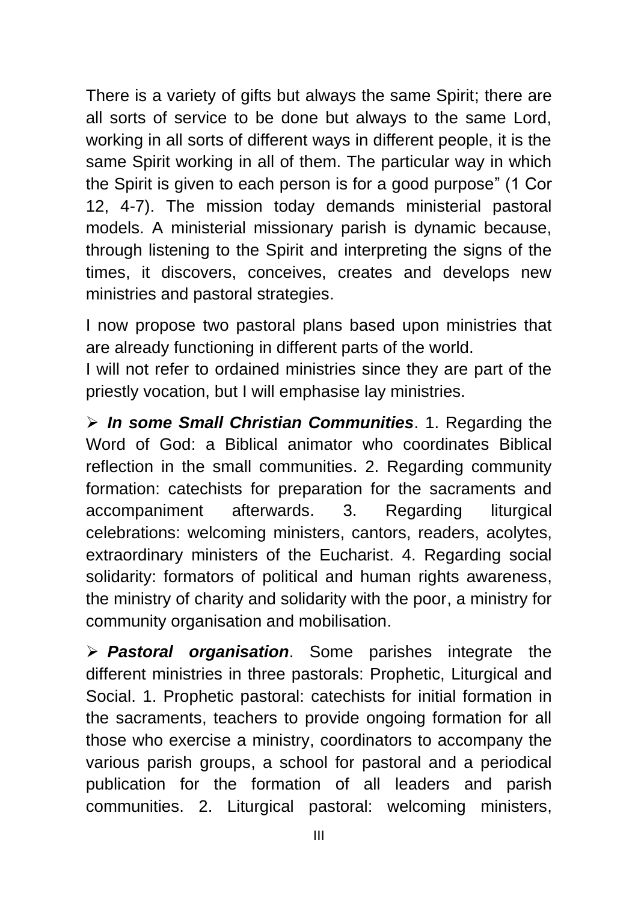There is a variety of gifts but always the same Spirit; there are all sorts of service to be done but always to the same Lord, working in all sorts of different ways in different people, it is the same Spirit working in all of them. The particular way in which the Spirit is given to each person is for a good purpose" (1 Cor 12, 4-7). The mission today demands ministerial pastoral models. A ministerial missionary parish is dynamic because, through listening to the Spirit and interpreting the signs of the times, it discovers, conceives, creates and develops new ministries and pastoral strategies.

I now propose two pastoral plans based upon ministries that are already functioning in different parts of the world.
I will not refer to ordained ministries since they are part of the priestly vocation, but I will emphasise lay ministries.

- ***In some Small Christian Communities***. 1. Regarding the Word of God: a Biblical animator who coordinates Biblical reflection in the small communities. 2. Regarding community formation: catechists for preparation for the sacraments and accompaniment afterwards. 3. Regarding liturgical celebrations: welcoming ministers, cantors, readers, acolytes, extraordinary ministers of the Eucharist. 4. Regarding social solidarity: formators of political and human rights awareness, the ministry of charity and solidarity with the poor, a ministry for community organisation and mobilisation.

- ***Pastoral organisation***. Some parishes integrate the different ministries in three pastorals: Prophetic, Liturgical and Social. 1. Prophetic pastoral: catechists for initial formation in the sacraments, teachers to provide ongoing formation for all those who exercise a ministry, coordinators to accompany the various parish groups, a school for pastoral and a periodical publication for the formation of all leaders and parish communities. 2. Liturgical pastoral: welcoming ministers,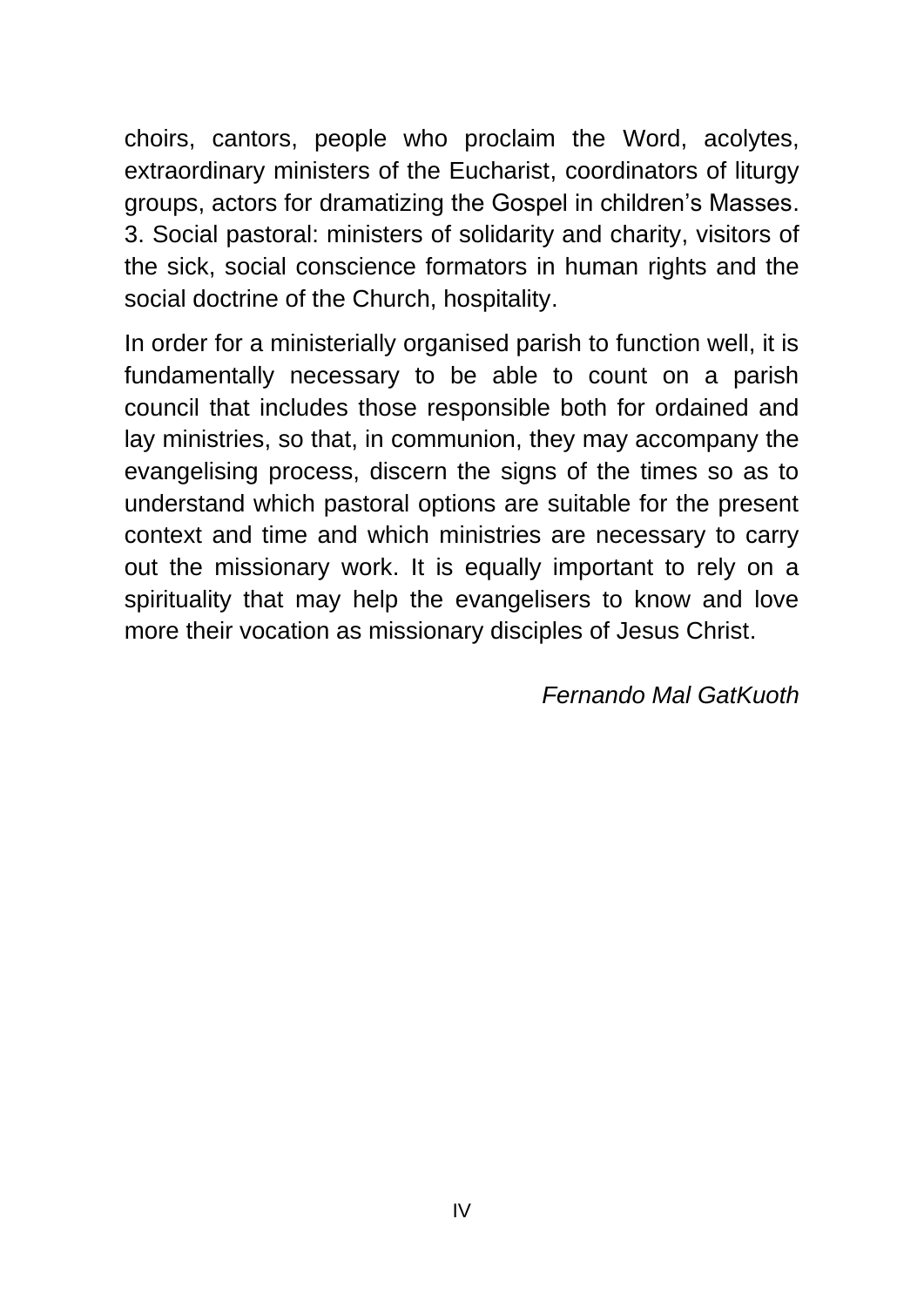choirs, cantors, people who proclaim the Word, acolytes, extraordinary ministers of the Eucharist, coordinators of liturgy groups, actors for dramatizing the Gospel in children's Masses.
3. Social pastoral: ministers of solidarity and charity, visitors of the sick, social conscience formators in human rights and the social doctrine of the Church, hospitality.

In order for a ministerially organised parish to function well, it is fundamentally necessary to be able to count on a parish council that includes those responsible both for ordained and lay ministries, so that, in communion, they may accompany the evangelising process, discern the signs of the times so as to understand which pastoral options are suitable for the present context and time and which ministries are necessary to carry out the missionary work. It is equally important to rely on a spirituality that may help the evangelisers to know and love more their vocation as missionary disciples of Jesus Christ.

*Fernando Mal GatKuoth*